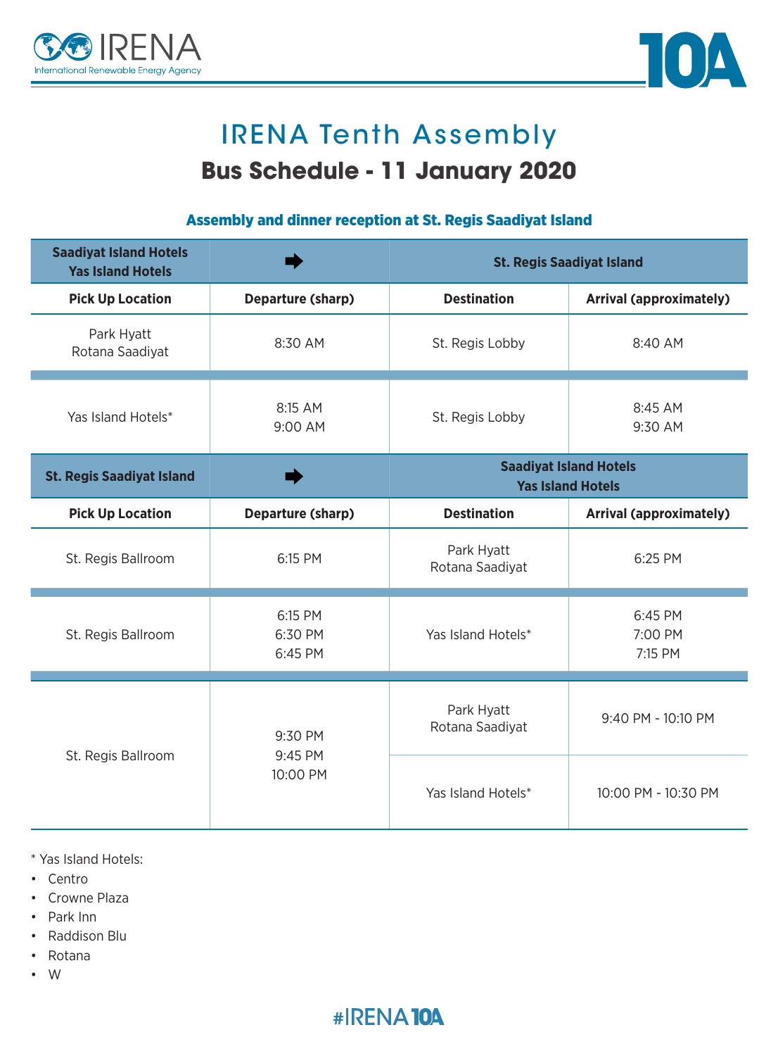# IRENA Tenth Assembly

## Bus Schedule - 11 January 2020

### Assembly and dinner reception at St. Regis Saadiyat Island

| Saadiyat Island Hotels<br>Yas Island Hotels | ➡ | St. Regis Saadiyat Island | |
|---|---|---|---|
| **Pick Up Location** | **Departure (sharp)** | **Destination** | **Arrival (approximately)** |
| Park Hyatt<br>Rotana Saadiyat | 8:30 AM | St. Regis Lobby | 8:40 AM |
| Yas Island Hotels* | 8:15 AM<br>9:00 AM | St. Regis Lobby | 8:45 AM<br>9:30 AM |

| St. Regis Saadiyat Island | ➡ | Saadiyat Island Hotels<br>Yas Island Hotels | |
|---|---|---|---|
| **Pick Up Location** | **Departure (sharp)** | **Destination** | **Arrival (approximately)** |
| St. Regis Ballroom | 6:15 PM | Park Hyatt<br>Rotana Saadiyat | 6:25 PM |
| St. Regis Ballroom | 6:15 PM<br>6:30 PM<br>6:45 PM | Yas Island Hotels* | 6:45 PM<br>7:00 PM<br>7:15 PM |
| St. Regis Ballroom | 9:30 PM<br>9:45 PM<br>10:00 PM | Park Hyatt<br>Rotana Saadiyat | 9:40 PM - 10:10 PM |
| | | Yas Island Hotels* | 10:00 PM - 10:30 PM |

* Yas Island Hotels:

- Centro
- Crowne Plaza
- Park Inn
- Raddison Blu
- Rotana
- W

#IRENA10A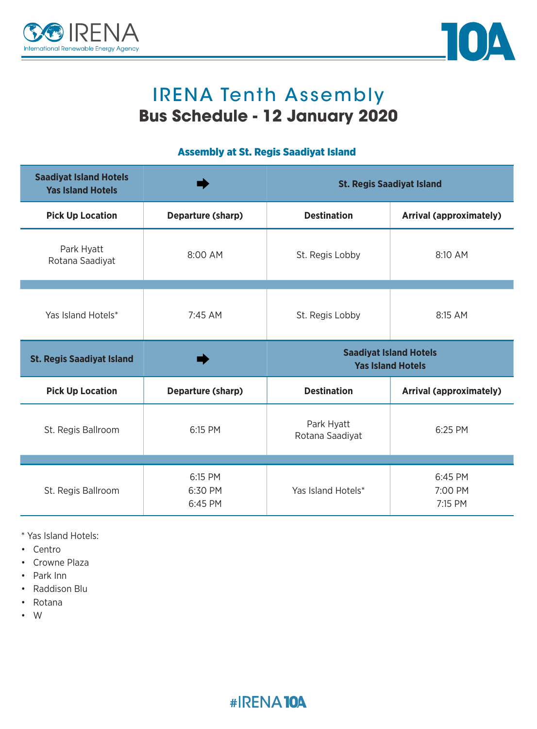# IRENA Tenth Assembly

## Bus Schedule - 12 January 2020

### Assembly at St. Regis Saadiyat Island

| Saadiyat Island Hotels<br>Yas Island Hotels | ➡ | St. Regis Saadiyat Island | |
|---|---|---|---|
| **Pick Up Location** | **Departure (sharp)** | **Destination** | **Arrival (approximately)** |
| Park Hyatt<br>Rotana Saadiyat | 8:00 AM | St. Regis Lobby | 8:10 AM |
| Yas Island Hotels* | 7:45 AM | St. Regis Lobby | 8:15 AM |

| St. Regis Saadiyat Island | ➡ | Saadiyat Island Hotels<br>Yas Island Hotels | |
|---|---|---|---|
| **Pick Up Location** | **Departure (sharp)** | **Destination** | **Arrival (approximately)** |
| St. Regis Ballroom | 6:15 PM | Park Hyatt<br>Rotana Saadiyat | 6:25 PM |
| St. Regis Ballroom | 6:15 PM<br>6:30 PM<br>6:45 PM | Yas Island Hotels* | 6:45 PM<br>7:00 PM<br>7:15 PM |

* Yas Island Hotels:

- Centro
- Crowne Plaza
- Park Inn
- Raddison Blu
- Rotana
- W

#IRENA10A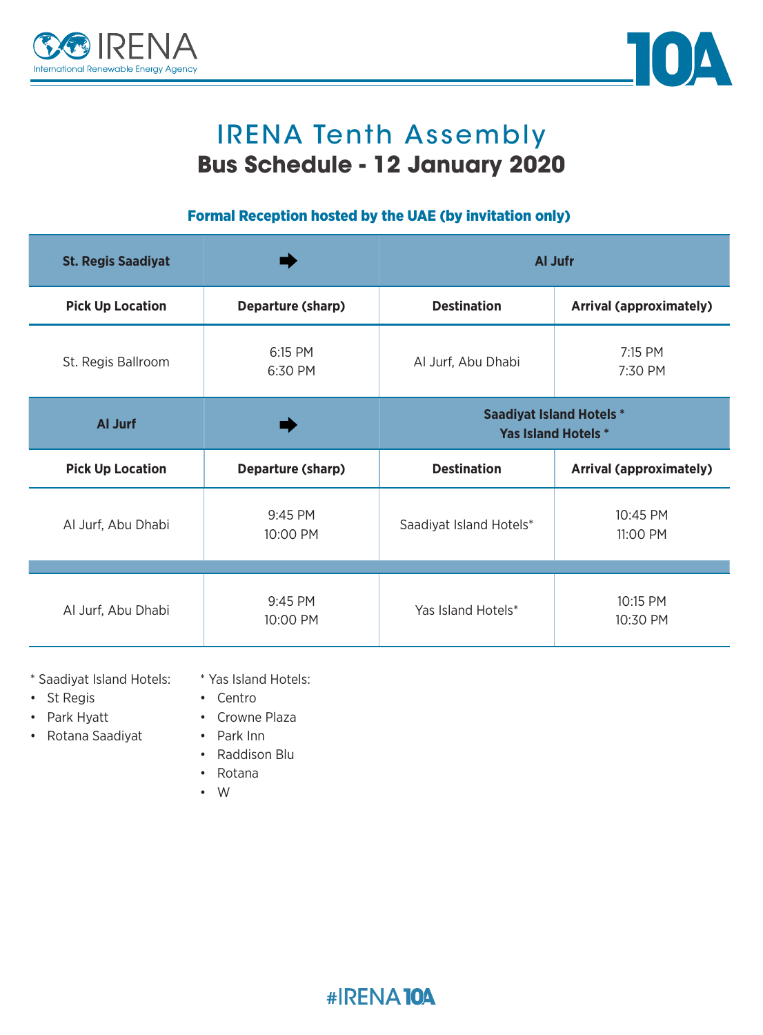# IRENA Tenth Assembly

## Bus Schedule - 12 January 2020

### Formal Reception hosted by the UAE (by invitation only)

| St. Regis Saadiyat | ➡ | Al Jufr | |
|---|---|---|---|
| **Pick Up Location** | **Departure (sharp)** | **Destination** | **Arrival (approximately)** |
| St. Regis Ballroom | 6:15 PM<br>6:30 PM | Al Jurf, Abu Dhabi | 7:15 PM<br>7:30 PM |

| Al Jurf | ➡ | Saadiyat Island Hotels *<br>Yas Island Hotels * | |
|---|---|---|---|
| **Pick Up Location** | **Departure (sharp)** | **Destination** | **Arrival (approximately)** |
| Al Jurf, Abu Dhabi | 9:45 PM<br>10:00 PM | Saadiyat Island Hotels* | 10:45 PM<br>11:00 PM |
| Al Jurf, Abu Dhabi | 9:45 PM<br>10:00 PM | Yas Island Hotels* | 10:15 PM<br>10:30 PM |

\* Saadiyat Island Hotels:
- St Regis
- Park Hyatt
- Rotana Saadiyat

\* Yas Island Hotels:
- Centro
- Crowne Plaza
- Park Inn
- Raddison Blu
- Rotana
- W

#IRENA10A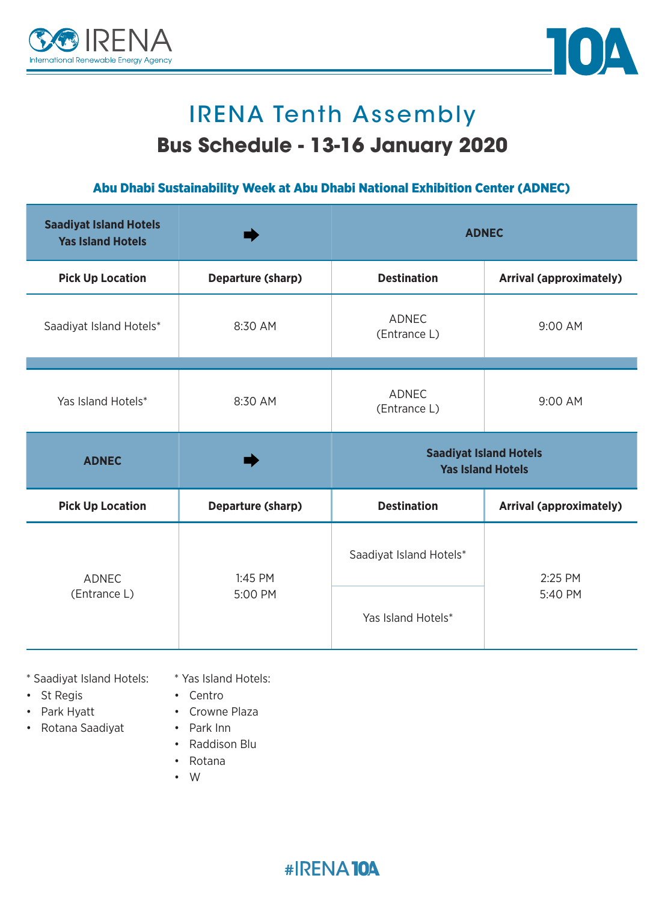# IRENA Tenth Assembly

## Bus Schedule - 13-16 January 2020

### Abu Dhabi Sustainability Week at Abu Dhabi National Exhibition Center (ADNEC)

| Saadiyat Island Hotels<br>Yas Island Hotels | ➡ | ADNEC | |
|---|---|---|---|
| **Pick Up Location** | **Departure (sharp)** | **Destination** | **Arrival (approximately)** |
| Saadiyat Island Hotels* | 8:30 AM | ADNEC (Entrance L) | 9:00 AM |
| Yas Island Hotels* | 8:30 AM | ADNEC (Entrance L) | 9:00 AM |

| ADNEC | ➡ | Saadiyat Island Hotels<br>Yas Island Hotels | |
|---|---|---|---|
| **Pick Up Location** | **Departure (sharp)** | **Destination** | **Arrival (approximately)** |
| ADNEC (Entrance L) | 1:45 PM<br>5:00 PM | Saadiyat Island Hotels*<br>Yas Island Hotels* | 2:25 PM<br>5:40 PM |

\* Saadiyat Island Hotels:

- St Regis
- Park Hyatt
- Rotana Saadiyat

\* Yas Island Hotels:

- Centro
- Crowne Plaza
- Park Inn
- Raddison Blu
- Rotana
- W

#IRENA10A